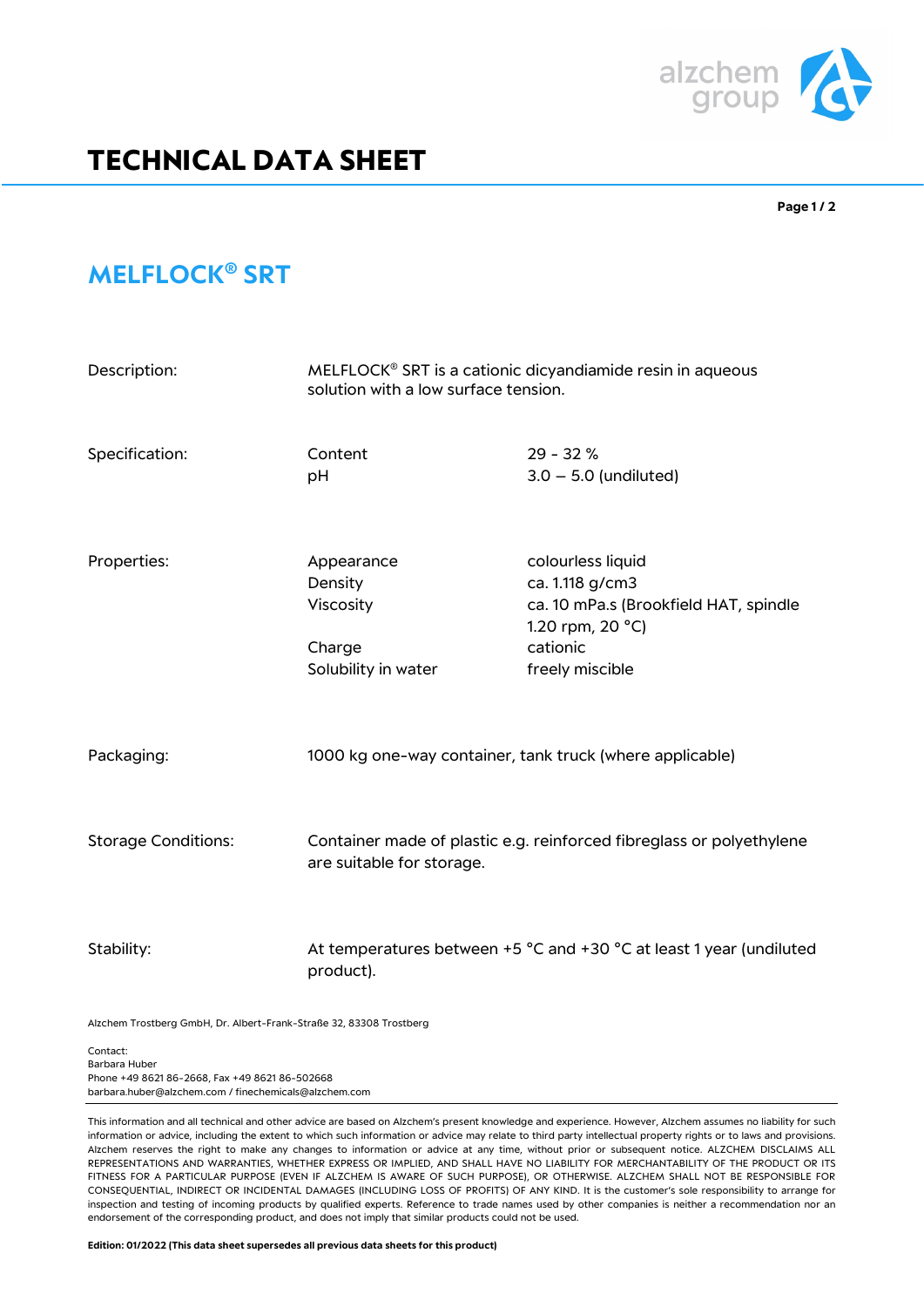# TECHNICAL DATA SHEET

## MELFLOCK® SRT

| | | |
|---|---|---|
| Description: | MELFLOCK® SRT is a cationic dicyandiamide resin in aqueous solution with a low surface tension. | |
| Specification: | Content<br>pH | 29 - 32 %<br>3.0 – 5.0 (undiluted) |
| Properties: | Appearance<br>Density<br>Viscosity<br><br>Charge<br>Solubility in water | colourless liquid<br>ca. 1.118 g/cm3<br>ca. 10 mPa.s (Brookfield HAT, spindle 1.20 rpm, 20 °C)<br>cationic<br>freely miscible |
| Packaging: | 1000 kg one-way container, tank truck (where applicable) | |
| Storage Conditions: | Container made of plastic e.g. reinforced fibreglass or polyethylene are suitable for storage. | |
| Stability: | At temperatures between +5 °C and +30 °C at least 1 year (undiluted product). | |

Alzchem Trostberg GmbH, Dr. Albert-Frank-Straße 32, 83308 Trostberg

Contact:
Barbara Huber
Phone +49 8621 86-2668, Fax +49 8621 86-502668
barbara.huber@alzchem.com / finechemicals@alzchem.com

This information and all technical and other advice are based on Alzchem's present knowledge and experience. However, Alzchem assumes no liability for such information or advice, including the extent to which such information or advice may relate to third party intellectual property rights or to laws and provisions. Alzchem reserves the right to make any changes to information or advice at any time, without prior or subsequent notice. ALZCHEM DISCLAIMS ALL REPRESENTATIONS AND WARRANTIES, WHETHER EXPRESS OR IMPLIED, AND SHALL HAVE NO LIABILITY FOR MERCHANTABILITY OF THE PRODUCT OR ITS FITNESS FOR A PARTICULAR PURPOSE (EVEN IF ALZCHEM IS AWARE OF SUCH PURPOSE), OR OTHERWISE. ALZCHEM SHALL NOT BE RESPONSIBLE FOR CONSEQUENTIAL, INDIRECT OR INCIDENTAL DAMAGES (INCLUDING LOSS OF PROFITS) OF ANY KIND. It is the customer's sole responsibility to arrange for inspection and testing of incoming products by qualified experts. Reference to trade names used by other companies is neither a recommendation nor an endorsement of the corresponding product, and does not imply that similar products could not be used.

**Edition: 01/2022 (This data sheet supersedes all previous data sheets for this product)**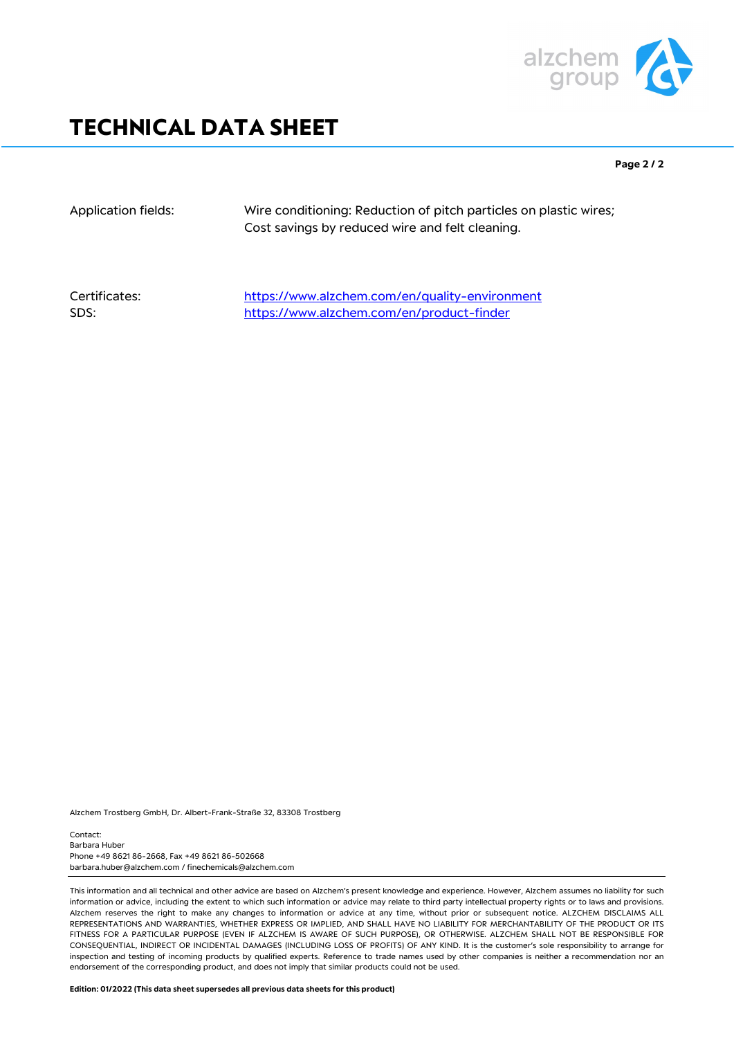# TECHNICAL DATA SHEET

| | |
|---|---|
| Application fields: | Wire conditioning: Reduction of pitch particles on plastic wires; Cost savings by reduced wire and felt cleaning. |
| Certificates: | https://www.alzchem.com/en/quality-environment |
| SDS: | https://www.alzchem.com/en/product-finder |

Alzchem Trostberg GmbH, Dr. Albert-Frank-Straße 32, 83308 Trostberg

Contact:
Barbara Huber
Phone +49 8621 86-2668, Fax +49 8621 86-502668
barbara.huber@alzchem.com / finechemicals@alzchem.com

This information and all technical and other advice are based on Alzchem's present knowledge and experience. However, Alzchem assumes no liability for such information or advice, including the extent to which such information or advice may relate to third party intellectual property rights or to laws and provisions. Alzchem reserves the right to make any changes to information or advice at any time, without prior or subsequent notice. ALZCHEM DISCLAIMS ALL REPRESENTATIONS AND WARRANTIES, WHETHER EXPRESS OR IMPLIED, AND SHALL HAVE NO LIABILITY FOR MERCHANTABILITY OF THE PRODUCT OR ITS FITNESS FOR A PARTICULAR PURPOSE (EVEN IF ALZCHEM IS AWARE OF SUCH PURPOSE), OR OTHERWISE. ALZCHEM SHALL NOT BE RESPONSIBLE FOR CONSEQUENTIAL, INDIRECT OR INCIDENTAL DAMAGES (INCLUDING LOSS OF PROFITS) OF ANY KIND. It is the customer's sole responsibility to arrange for inspection and testing of incoming products by qualified experts. Reference to trade names used by other companies is neither a recommendation nor an endorsement of the corresponding product, and does not imply that similar products could not be used.

**Edition: 01/2022 (This data sheet supersedes all previous data sheets for this product)**